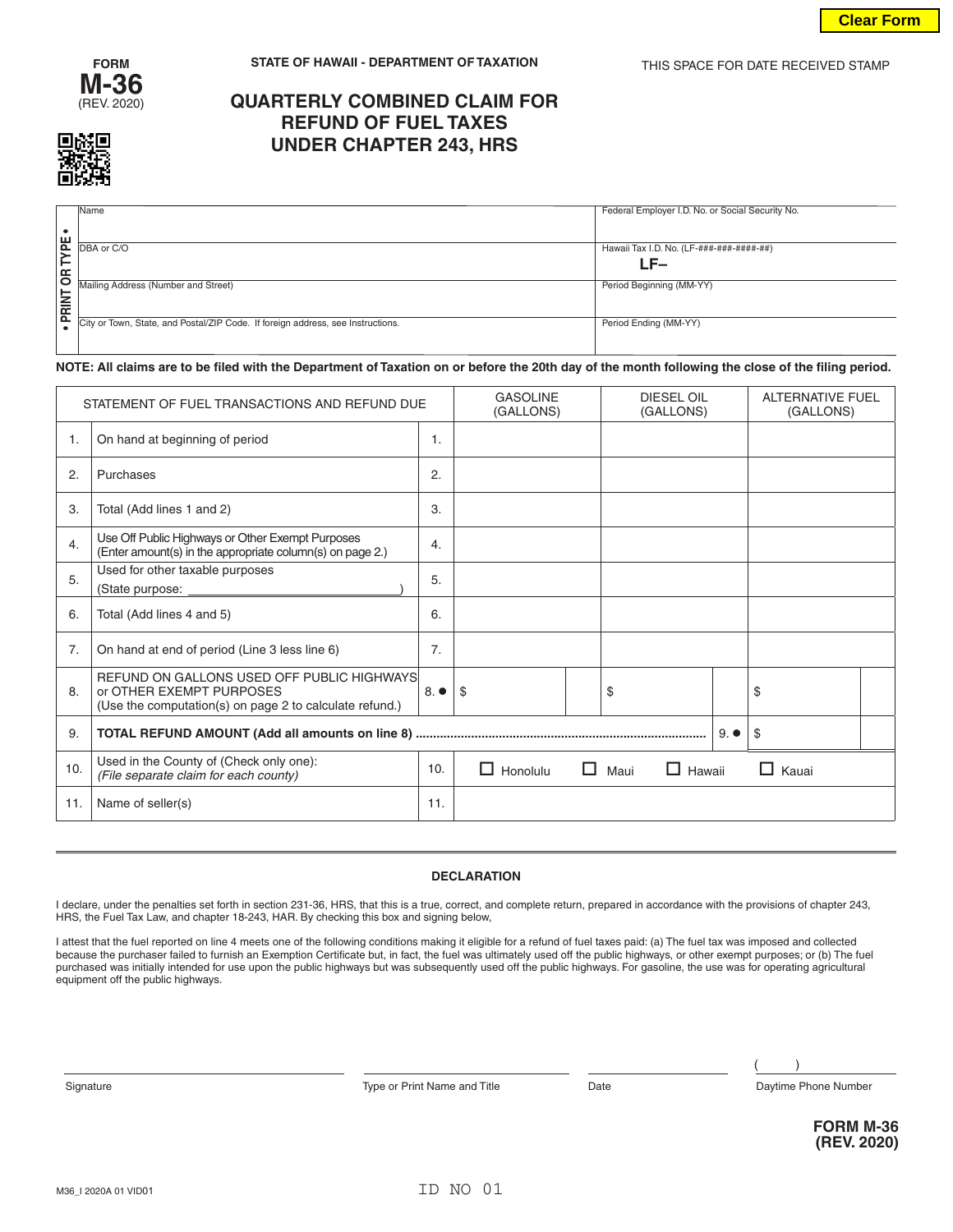Clear Form

FORM **M-36** (REV. 2020)

STATE OF HAWAII - DEPARTMENT OF TAXATION

THIS SPACE FOR DATE RECEIVED STAMP

# QUARTERLY COMBINED CLAIM FOR REFUND OF FUEL TAXES UNDER CHAPTER 243, HRS

• PRINT OR TYPE •

| | |
|---|---|
| Name | Federal Employer I.D. No. or Social Security No. |
| DBA or C/O | Hawaii Tax I.D. No. (LF-###-###-####-##) LF– |
| Mailing Address (Number and Street) | Period Beginning (MM-YY) |
| City or Town, State, and Postal/ZIP Code. If foreign address, see Instructions. | Period Ending (MM-YY) |

**NOTE: All claims are to be filed with the Department of Taxation on or before the 20th day of the month following the close of the filing period.**

| | STATEMENT OF FUEL TRANSACTIONS AND REFUND DUE | | GASOLINE (GALLONS) | DIESEL OIL (GALLONS) | ALTERNATIVE FUEL (GALLONS) |
|---|---|---|---|---|---|
| 1. | On hand at beginning of period | 1. | | | |
| 2. | Purchases | 2. | | | |
| 3. | Total (Add lines 1 and 2) | 3. | | | |
| 4. | Use Off Public Highways or Other Exempt Purposes (Enter amount(s) in the appropriate column(s) on page 2.) | 4. | | | |
| 5. | Used for other taxable purposes (State purpose: ______________________________) | 5. | | | |
| 6. | Total (Add lines 4 and 5) | 6. | | | |
| 7. | On hand at end of period (Line 3 less line 6) | 7. | | | |
| 8. | REFUND ON GALLONS USED OFF PUBLIC HIGHWAYS or OTHER EXEMPT PURPOSES (Use the computation(s) on page 2 to calculate refund.) | 8. ● | $ | $ | $ |
| 9. | **TOTAL REFUND AMOUNT (Add all amounts on line 8)** ........................................ | 9. ● | | | $ |
| 10. | Used in the County of (Check only one): *(File separate claim for each county)* | 10. | ☐ Honolulu ☐ Maui | ☐ Hawaii | ☐ Kauai |
| 11. | Name of seller(s) | 11. | | | |

## DECLARATION

I declare, under the penalties set forth in section 231-36, HRS, that this is a true, correct, and complete return, prepared in accordance with the provisions of chapter 243, HRS, the Fuel Tax Law, and chapter 18-243, HAR. By checking this box and signing below,

I attest that the fuel reported on line 4 meets one of the following conditions making it eligible for a refund of fuel taxes paid: (a) The fuel tax was imposed and collected because the purchaser failed to furnish an Exemption Certificate but, in fact, the fuel was ultimately used off the public highways, or other exempt purposes; or (b) The fuel purchased was initially intended for use upon the public highways but was subsequently used off the public highways. For gasoline, the use was for operating agricultural equipment off the public highways.

| Signature | Type or Print Name and Title | Date | ( ) Daytime Phone Number |
|---|---|---|---|

**FORM M-36 (REV. 2020)**

M36_I 2020A 01 VID01

ID NO 01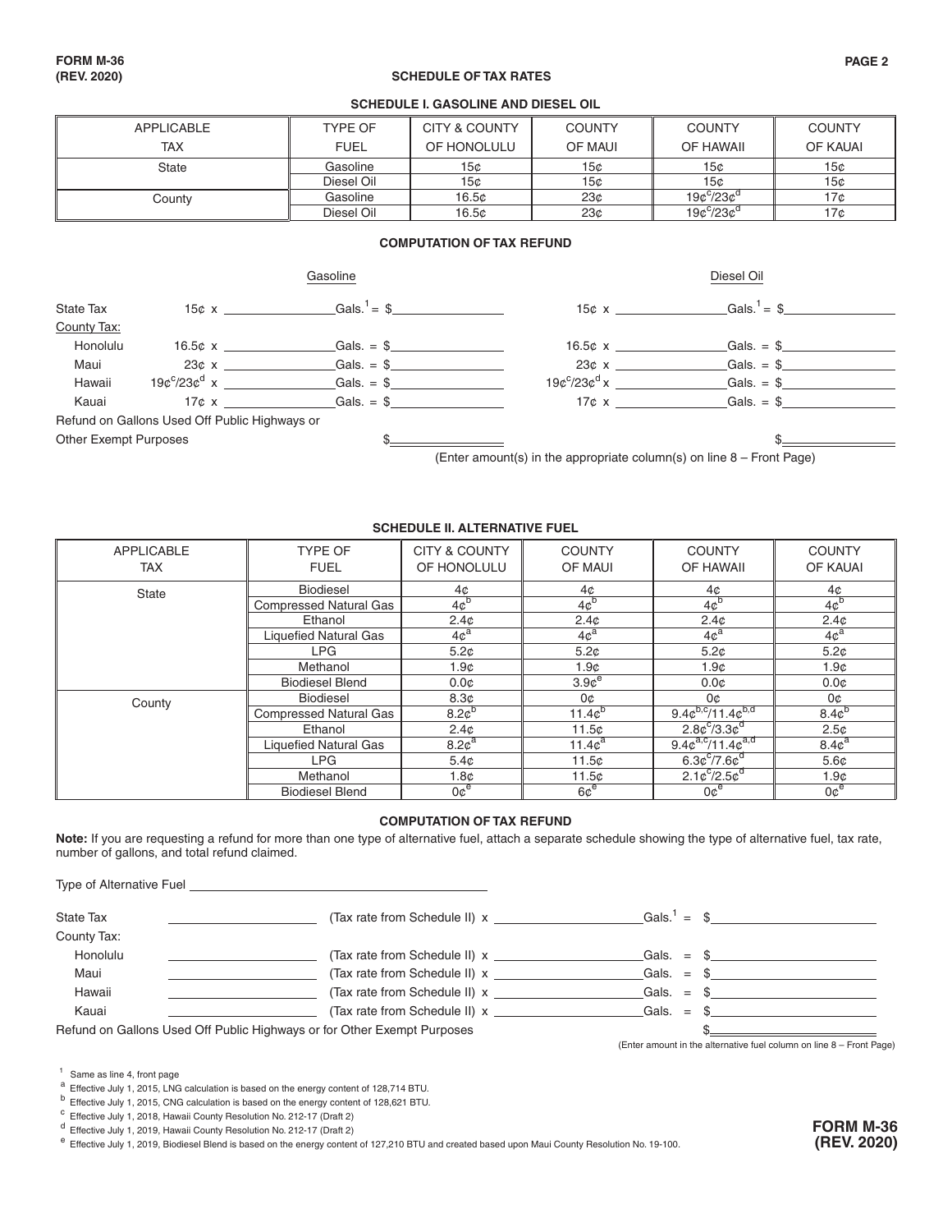FORM M-36
(REV. 2020)

## SCHEDULE OF TAX RATES

### SCHEDULE I. GASOLINE AND DIESEL OIL

| APPLICABLE TAX | TYPE OF FUEL | CITY & COUNTY OF HONOLULU | COUNTY OF MAUI | COUNTY OF HAWAII | COUNTY OF KAUAI |
|---|---|---|---|---|---|
| State | Gasoline | 15¢ | 15¢ | 15¢ | 15¢ |
| | Diesel Oil | 15¢ | 15¢ | 15¢ | 15¢ |
| County | Gasoline | 16.5¢ | 23¢ | 19¢[c]/23¢[d] | 17¢ |
| | Diesel Oil | 16.5¢ | 23¢ | 19¢[c]/23¢[d] | 17¢ |

### COMPUTATION OF TAX REFUND

| | Gasoline | Diesel Oil |
|---|---|---|
| State Tax | 15¢ x ________ Gals.[1] = $________ | 15¢ x ________ Gals.[1] = $________ |
| County Tax: | | |
| Honolulu | 16.5¢ x ________ Gals. = $________ | 16.5¢ x ________ Gals. = $________ |
| Maui | 23¢ x ________ Gals. = $________ | 23¢ x ________ Gals. = $________ |
| Hawaii | 19¢[c]/23¢[d] x ________ Gals. = $________ | 19¢[c]/23¢[d] x ________ Gals. = $________ |
| Kauai | 17¢ x ________ Gals. = $________ | 17¢ x ________ Gals. = $________ |
| Refund on Gallons Used Off Public Highways or Other Exempt Purposes | $________ | $________ |

(Enter amount(s) in the appropriate column(s) on line 8 – Front Page)

### SCHEDULE II. ALTERNATIVE FUEL

| APPLICABLE TAX | TYPE OF FUEL | CITY & COUNTY OF HONOLULU | COUNTY OF MAUI | COUNTY OF HAWAII | COUNTY OF KAUAI |
|---|---|---|---|---|---|
| State | Biodiesel | 4¢ | 4¢ | 4¢ | 4¢ |
| | Compressed Natural Gas | 4¢[b] | 4¢[b] | 4¢[b] | 4¢[b] |
| | Ethanol | 2.4¢ | 2.4¢ | 2.4¢ | 2.4¢ |
| | Liquefied Natural Gas | 4¢[a] | 4¢[a] | 4¢[a] | 4¢[a] |
| | LPG | 5.2¢ | 5.2¢ | 5.2¢ | 5.2¢ |
| | Methanol | 1.9¢ | 1.9¢ | 1.9¢ | 1.9¢ |
| | Biodiesel Blend | 0.0¢ | 3.9¢[e] | 0.0¢ | 0.0¢ |
| County | Biodiesel | 8.3¢ | 0¢ | 0¢ | 0¢ |
| | Compressed Natural Gas | 8.2¢[b] | 11.4¢[b] | 9.4¢[b,c]/11.4¢[b,d] | 8.4¢[b] |
| | Ethanol | 2.4¢ | 11.5¢ | 2.8¢[c]/3.3¢[d] | 2.5¢ |
| | Liquefied Natural Gas | 8.2¢[a] | 11.4¢[a] | 9.4¢[a,c]/11.4¢[a,d] | 8.4¢[a] |
| | LPG | 5.4¢ | 11.5¢ | 6.3¢[c]/7.6¢[d] | 5.6¢ |
| | Methanol | 1.8¢ | 11.5¢ | 2.1¢[c]/2.5¢[d] | 1.9¢ |
| | Biodiesel Blend | 0¢[e] | 6¢[e] | 0¢[e] | 0¢[e] |

### COMPUTATION OF TAX REFUND

**Note:** If you are requesting a refund for more than one type of alternative fuel, attach a separate schedule showing the type of alternative fuel, tax rate, number of gallons, and total refund claimed.

Type of Alternative Fuel ____________________

State Tax ________ (Tax rate from Schedule II) x ________ Gals.[1] = $________

County Tax:

Honolulu ________ (Tax rate from Schedule II) x ________ Gals. = $________

Maui ________ (Tax rate from Schedule II) x ________ Gals. = $________

Hawaii ________ (Tax rate from Schedule II) x ________ Gals. = $________

Kauai ________ (Tax rate from Schedule II) x ________ Gals. = $________

Refund on Gallons Used Off Public Highways or for Other Exempt Purposes $________

(Enter amount in the alternative fuel column on line 8 – Front Page)

[1] Same as line 4, front page

[a] Effective July 1, 2015, LNG calculation is based on the energy content of 128,714 BTU.

[b] Effective July 1, 2015, CNG calculation is based on the energy content of 128,621 BTU.

[c] Effective July 1, 2018, Hawaii County Resolution No. 212-17 (Draft 2)

[d] Effective July 1, 2019, Hawaii County Resolution No. 212-17 (Draft 2)

[e] Effective July 1, 2019, Biodiesel Blend is based on the energy content of 127,210 BTU and created based upon Maui County Resolution No. 19-100.

FORM M-36
(REV. 2020)